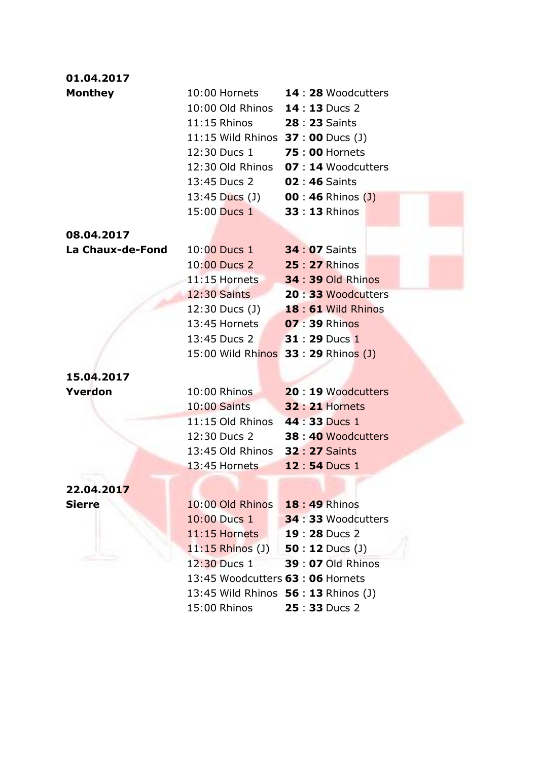**01.04.2017**
**Monthey**

| | | |
|---|---|---|
| 10:00 Hornets | **14** : **28** | Woodcutters |
| 10:00 Old Rhinos | **14** : **13** | Ducs 2 |
| 11:15 Rhinos | **28** : **23** | Saints |
| 11:15 Wild Rhinos | **37** : **00** | Ducs (J) |
| 12:30 Ducs 1 | **75** : **00** | Hornets |
| 12:30 Old Rhinos | **07** : **14** | Woodcutters |
| 13:45 Ducs 2 | **02** : **46** | Saints |
| 13:45 Ducs (J) | **00** : **46** | Rhinos (J) |
| 15:00 Ducs 1 | **33** : **13** | Rhinos |

**08.04.2017**
**La Chaux-de-Fond**

| | | |
|---|---|---|
| 10:00 Ducs 1 | **34** : **07** | Saints |
| 10:00 Ducs 2 | **25** : **27** | Rhinos |
| 11:15 Hornets | **34** : **39** | Old Rhinos |
| 12:30 Saints | **20** : **33** | Woodcutters |
| 12:30 Ducs (J) | **18** : **61** | Wild Rhinos |
| 13:45 Hornets | **07** : **39** | Rhinos |
| 13:45 Ducs 2 | **31** : **29** | Ducs 1 |
| 15:00 Wild Rhinos | **33** : **29** | Rhinos (J) |

**15.04.2017**
**Yverdon**

| | | |
|---|---|---|
| 10:00 Rhinos | **20** : **19** | Woodcutters |
| 10:00 Saints | **32** : **21** | Hornets |
| 11:15 Old Rhinos | **44** : **33** | Ducs 1 |
| 12:30 Ducs 2 | **38** : **40** | Woodcutters |
| 13:45 Old Rhinos | **32** : **27** | Saints |
| 13:45 Hornets | **12** : **54** | Ducs 1 |

**22.04.2017**
**Sierre**

| | | |
|---|---|---|
| 10:00 Old Rhinos | **18** : **49** | Rhinos |
| 10:00 Ducs 1 | **34** : **33** | Woodcutters |
| 11:15 Hornets | **19** : **28** | Ducs 2 |
| 11:15 Rhinos (J) | **50** : **12** | Ducs (J) |
| 12:30 Ducs 1 | **39** : **07** | Old Rhinos |
| 13:45 Woodcutters | **63** : **06** | Hornets |
| 13:45 Wild Rhinos | **56** : **13** | Rhinos (J) |
| 15:00 Rhinos | **25** : **33** | Ducs 2 |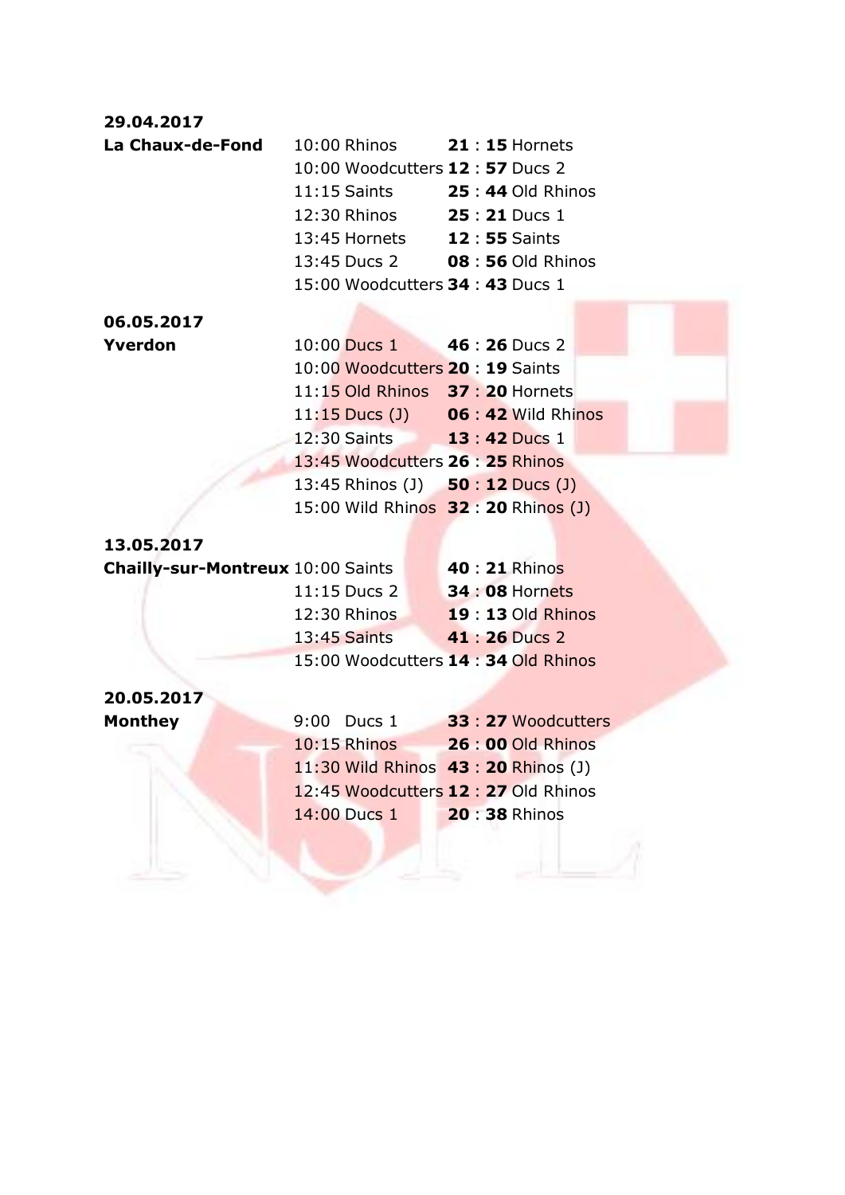**29.04.2017**

| **La Chaux-de-Fond** | 10:00 Rhinos | **21** : **15** Hornets |
|---|---|---|
| | 10:00 Woodcutters | **12** : **57** Ducs 2 |
| | 11:15 Saints | **25** : **44** Old Rhinos |
| | 12:30 Rhinos | **25** : **21** Ducs 1 |
| | 13:45 Hornets | **12** : **55** Saints |
| | 13:45 Ducs 2 | **08** : **56** Old Rhinos |
| | 15:00 Woodcutters | **34** : **43** Ducs 1 |

**06.05.2017**

| **Yverdon** | 10:00 Ducs 1 | **46** : **26** Ducs 2 |
|---|---|---|
| | 10:00 Woodcutters | **20** : **19** Saints |
| | 11:15 Old Rhinos | **37** : **20** Hornets |
| | 11:15 Ducs (J) | **06** : **42** Wild Rhinos |
| | 12:30 Saints | **13** : **42** Ducs 1 |
| | 13:45 Woodcutters | **26** : **25** Rhinos |
| | 13:45 Rhinos (J) | **50** : **12** Ducs (J) |
| | 15:00 Wild Rhinos | **32** : **20** Rhinos (J) |

**13.05.2017**

| **Chailly-sur-Montreux** | 10:00 Saints | **40** : **21** Rhinos |
|---|---|---|
| | 11:15 Ducs 2 | **34** : **08** Hornets |
| | 12:30 Rhinos | **19** : **13** Old Rhinos |
| | 13:45 Saints | **41** : **26** Ducs 2 |
| | 15:00 Woodcutters | **14** : **34** Old Rhinos |

**20.05.2017**

| **Monthey** | 9:00 Ducs 1 | **33** : **27** Woodcutters |
|---|---|---|
| | 10:15 Rhinos | **26** : **00** Old Rhinos |
| | 11:30 Wild Rhinos | **43** : **20** Rhinos (J) |
| | 12:45 Woodcutters | **12** : **27** Old Rhinos |
| | 14:00 Ducs 1 | **20** : **38** Rhinos |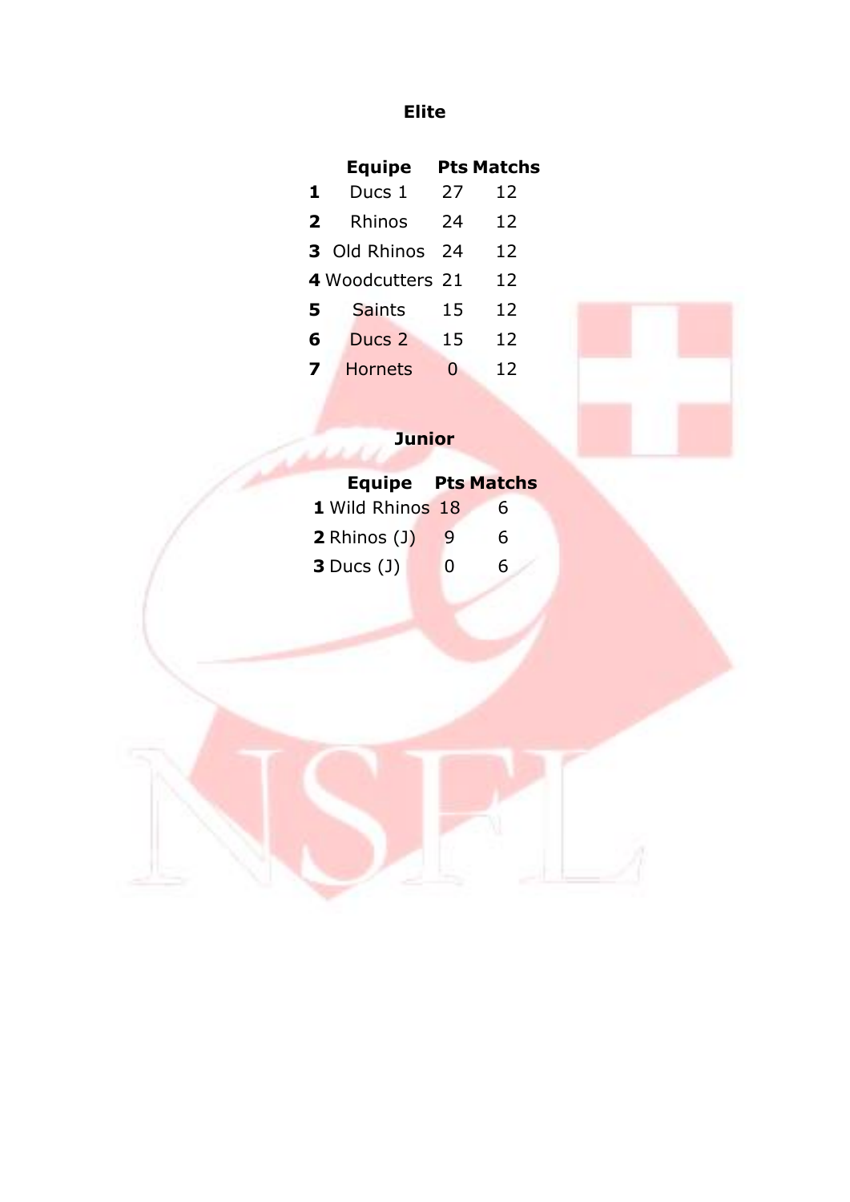## Elite

| | Equipe | Pts | Matchs |
|---|---|---|---|
| **1** | Ducs 1 | 27 | 12 |
| **2** | Rhinos | 24 | 12 |
| **3** | Old Rhinos | 24 | 12 |
| **4** | Woodcutters | 21 | 12 |
| **5** | Saints | 15 | 12 |
| **6** | Ducs 2 | 15 | 12 |
| **7** | Hornets | 0 | 12 |

## Junior

| | Equipe | Pts | Matchs |
|---|---|---|---|
| **1** | Wild Rhinos | 18 | 6 |
| **2** | Rhinos (J) | 9 | 6 |
| **3** | Ducs (J) | 0 | 6 |